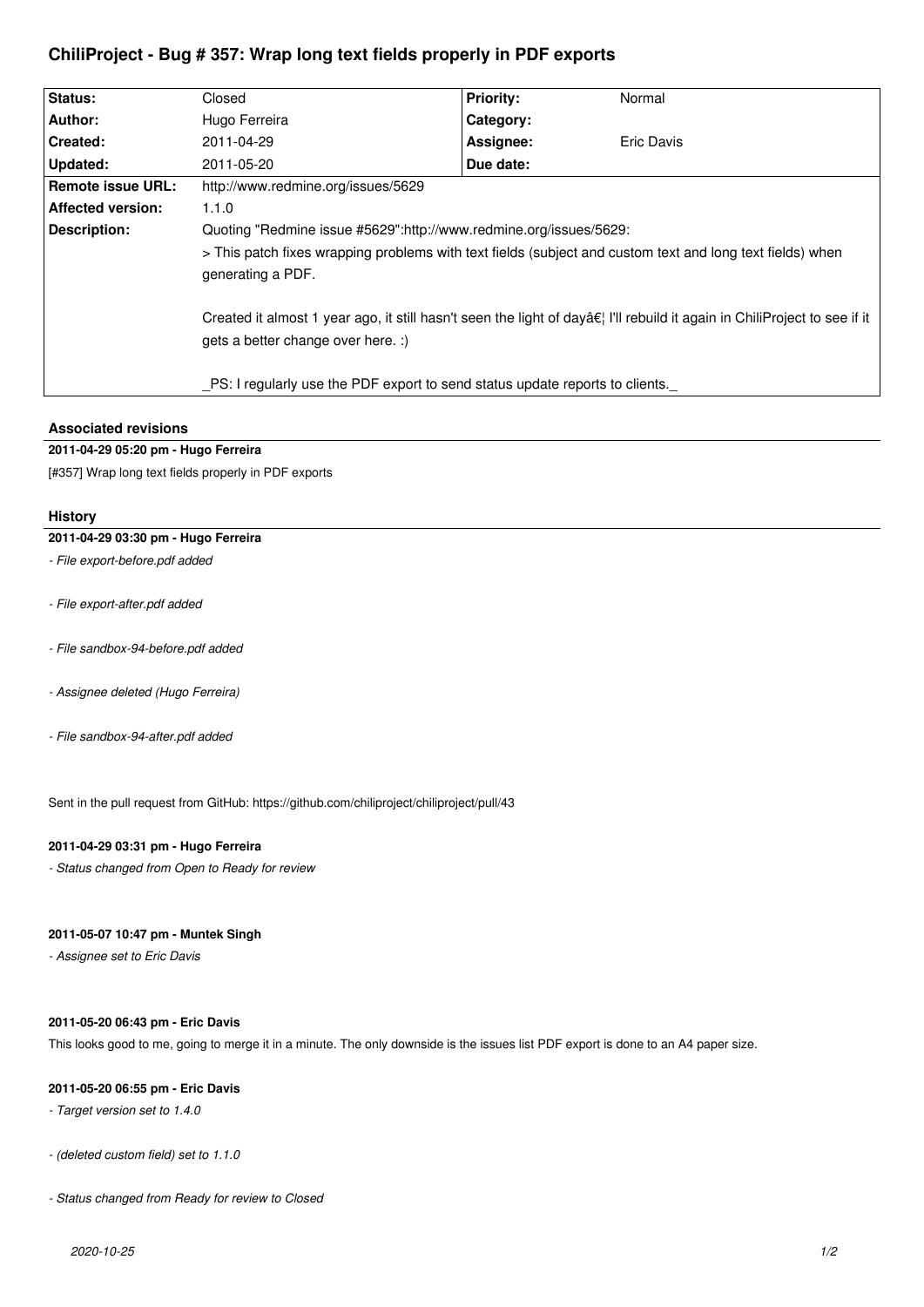# ChiliProject - Bug # 357: Wrap long text fields properly in PDF exports

| Status: | Closed | Priority: | Normal |
|---|---|---|---|
| Author: | Hugo Ferreira | Category: | |
| Created: | 2011-04-29 | Assignee: | Eric Davis |
| Updated: | 2011-05-20 | Due date: | |
| Remote issue URL: | http://www.redmine.org/issues/5629 | | |
| Affected version: | 1.1.0 | | |
| Description: | Quoting "Redmine issue #5629":http://www.redmine.org/issues/5629:<br>> This patch fixes wrapping problems with text fields (subject and custom text and long text fields) when generating a PDF.<br><br>Created it almost 1 year ago, it still hasn't seen the light of dayâ€¦ I'll rebuild it again in ChiliProject to see if it gets a better change over here. :)<br><br>_PS: I regularly use the PDF export to send status update reports to clients._ | | |

### Associated revisions

**2011-04-29 05:20 pm - Hugo Ferreira**

[#357] Wrap long text fields properly in PDF exports

### History

**2011-04-29 03:30 pm - Hugo Ferreira**

*- File export-before.pdf added*

*- File export-after.pdf added*

*- File sandbox-94-before.pdf added*

*- Assignee deleted (Hugo Ferreira)*

*- File sandbox-94-after.pdf added*

Sent in the pull request from GitHub: https://github.com/chiliproject/chiliproject/pull/43

**2011-04-29 03:31 pm - Hugo Ferreira**

*- Status changed from Open to Ready for review*

**2011-05-07 10:47 pm - Muntek Singh**

*- Assignee set to Eric Davis*

**2011-05-20 06:43 pm - Eric Davis**

This looks good to me, going to merge it in a minute. The only downside is the issues list PDF export is done to an A4 paper size.

**2011-05-20 06:55 pm - Eric Davis**

*- Target version set to 1.4.0*

*- (deleted custom field) set to 1.1.0*

*- Status changed from Ready for review to Closed*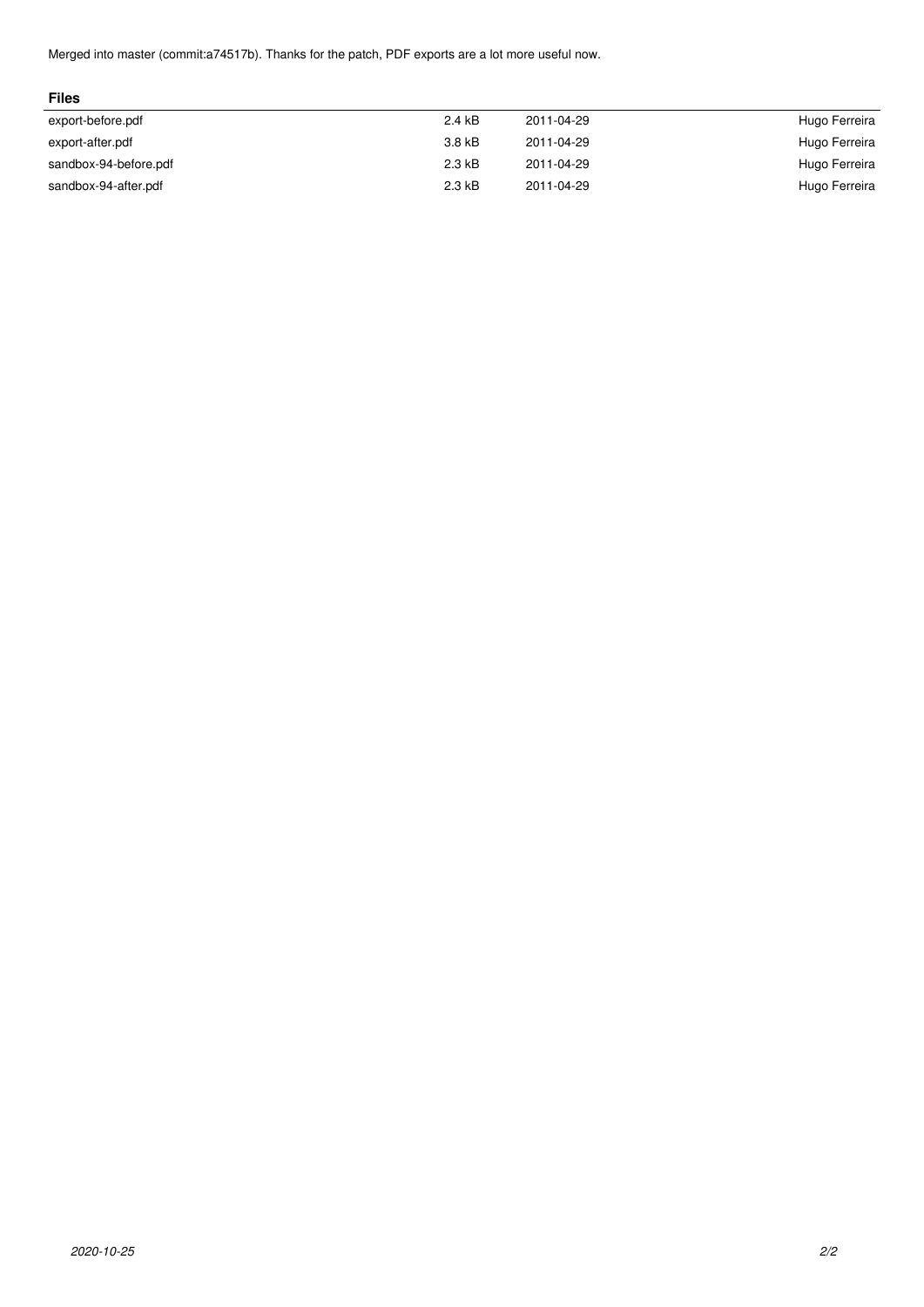Merged into master (commit:a74517b). Thanks for the patch, PDF exports are a lot more useful now.

**Files**

| | | | |
|---|---|---|---|
| export-before.pdf | 2.4 kB | 2011-04-29 | Hugo Ferreira |
| export-after.pdf | 3.8 kB | 2011-04-29 | Hugo Ferreira |
| sandbox-94-before.pdf | 2.3 kB | 2011-04-29 | Hugo Ferreira |
| sandbox-94-after.pdf | 2.3 kB | 2011-04-29 | Hugo Ferreira |